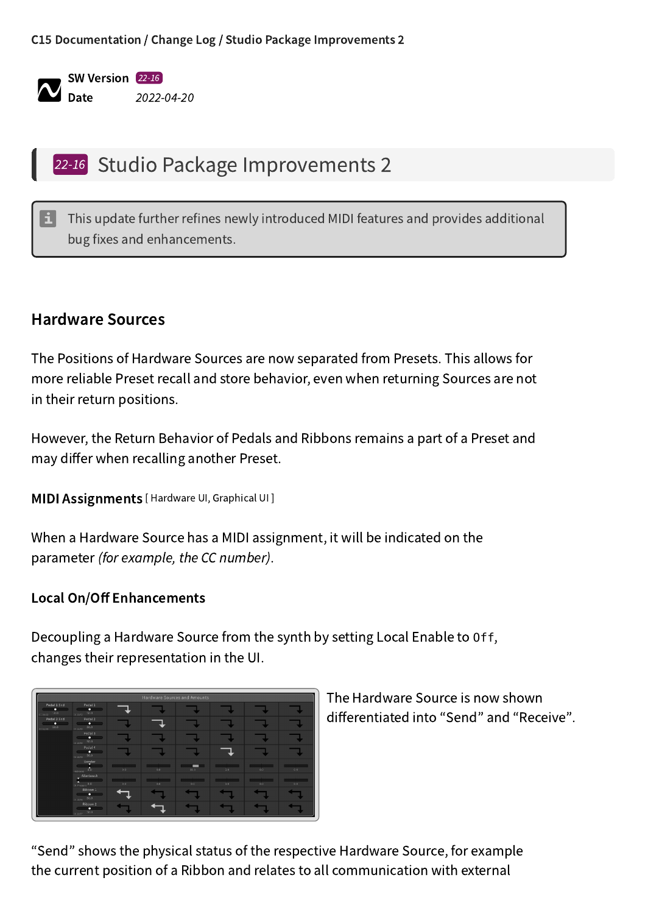C15 Documentation / Change Log / Studio Package Improvements 2

**SW Version** 22-16
**Date** 2022-04-20

# 22-16 Studio Package Improvements 2

> This update further refines newly introduced MIDI features and provides additional bug fixes and enhancements.

## Hardware Sources

The Positions of Hardware Sources are now separated from Presets. This allows for more reliable Preset recall and store behavior, even when returning Sources are not in their return positions.

However, the Return Behavior of Pedals and Ribbons remains a part of a Preset and may differ when recalling another Preset.

### MIDI Assignments [ Hardware UI, Graphical UI ]

When a Hardware Source has a MIDI assignment, it will be indicated on the parameter *(for example, the CC number)*.

### Local On/Off Enhancements

Decoupling a Hardware Source from the synth by setting Local Enable to `Off`, changes their representation in the UI.

The Hardware Source is now shown differentiated into "Send" and "Receive".

"Send" shows the physical status of the respective Hardware Source, for example the current position of a Ribbon and relates to all communication with external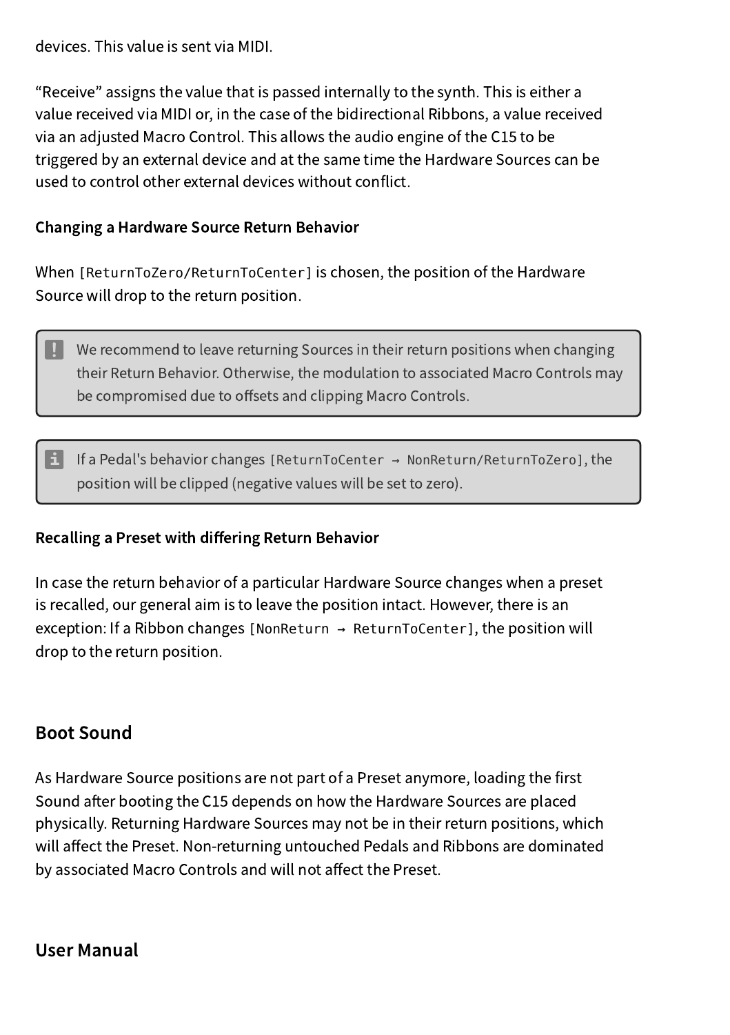devices. This value is sent via MIDI.

“Receive” assigns the value that is passed internally to the synth. This is either a value received via MIDI or, in the case of the bidirectional Ribbons, a value received via an adjusted Macro Control. This allows the audio engine of the C15 to be triggered by an external device and at the same time the Hardware Sources can be used to control other external devices without conflict.

#### Changing a Hardware Source Return Behavior

When `[ReturnToZero/ReturnToCenter]` is chosen, the position of the Hardware Source will drop to the return position.

> **!** We recommend to leave returning Sources in their return positions when changing their Return Behavior. Otherwise, the modulation to associated Macro Controls may be compromised due to offsets and clipping Macro Controls.

> **i** If a Pedal's behavior changes `[ReturnToCenter → NonReturn/ReturnToZero]`, the position will be clipped (negative values will be set to zero).

#### Recalling a Preset with differing Return Behavior

In case the return behavior of a particular Hardware Source changes when a preset is recalled, our general aim is to leave the position intact. However, there is an exception: If a Ribbon changes `[NonReturn → ReturnToCenter]`, the position will drop to the return position.

## Boot Sound

As Hardware Source positions are not part of a Preset anymore, loading the first Sound after booting the C15 depends on how the Hardware Sources are placed physically. Returning Hardware Sources may not be in their return positions, which will affect the Preset. Non-returning untouched Pedals and Ribbons are dominated by associated Macro Controls and will not affect the Preset.

## User Manual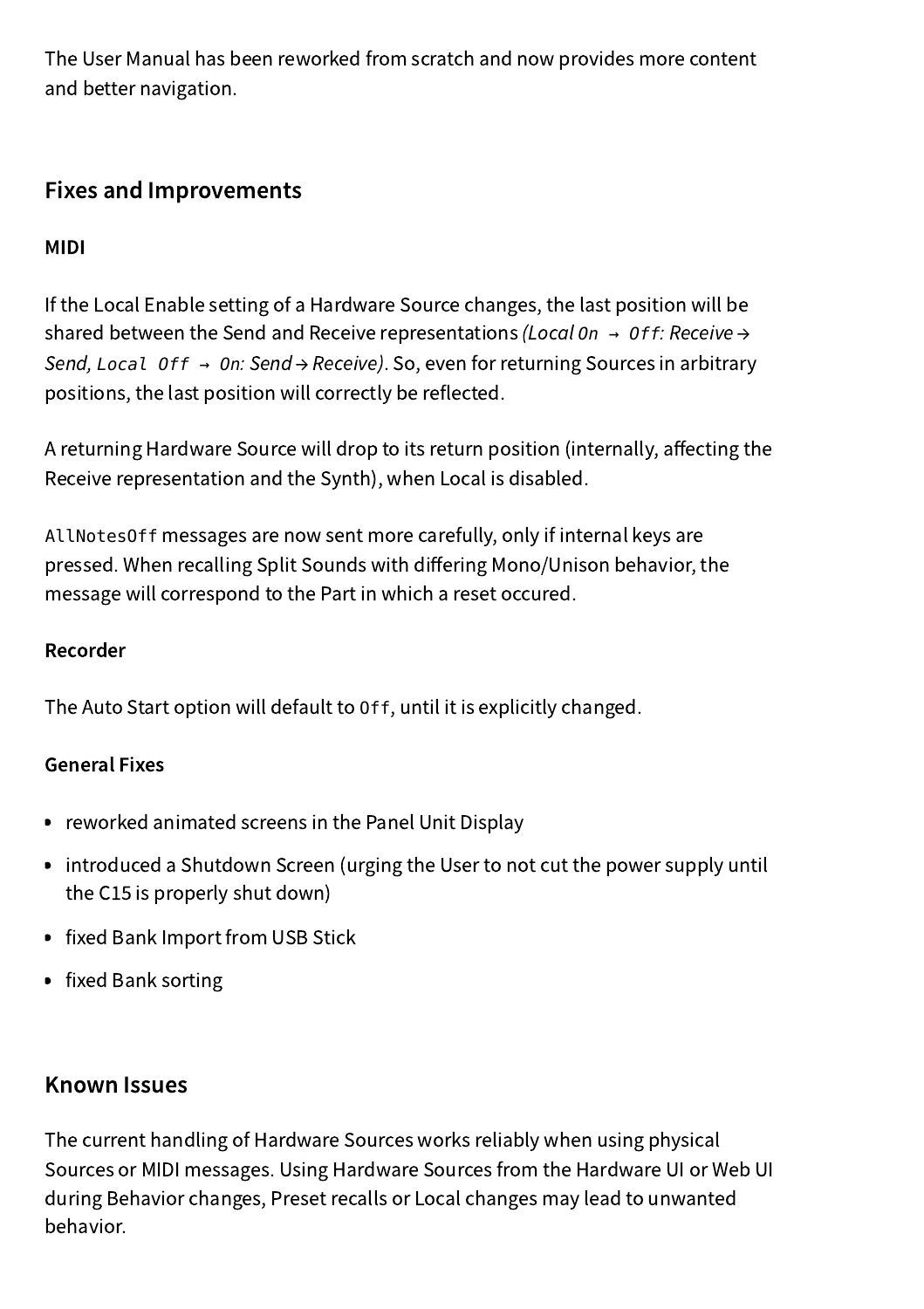The User Manual has been reworked from scratch and now provides more content and better navigation.

## Fixes and Improvements

### MIDI

If the Local Enable setting of a Hardware Source changes, the last position will be shared between the Send and Receive representations *(Local `On` → `Off`: Receive → Send, `Local Off` → `On`: Send → Receive)*. So, even for returning Sources in arbitrary positions, the last position will correctly be reflected.

A returning Hardware Source will drop to its return position (internally, affecting the Receive representation and the Synth), when Local is disabled.

`AllNotesOff` messages are now sent more carefully, only if internal keys are pressed. When recalling Split Sounds with differing Mono/Unison behavior, the message will correspond to the Part in which a reset occured.

### Recorder

The Auto Start option will default to `Off`, until it is explicitly changed.

### General Fixes

- reworked animated screens in the Panel Unit Display
- introduced a Shutdown Screen (urging the User to not cut the power supply until the C15 is properly shut down)
- fixed Bank Import from USB Stick
- fixed Bank sorting

## Known Issues

The current handling of Hardware Sources works reliably when using physical Sources or MIDI messages. Using Hardware Sources from the Hardware UI or Web UI during Behavior changes, Preset recalls or Local changes may lead to unwanted behavior.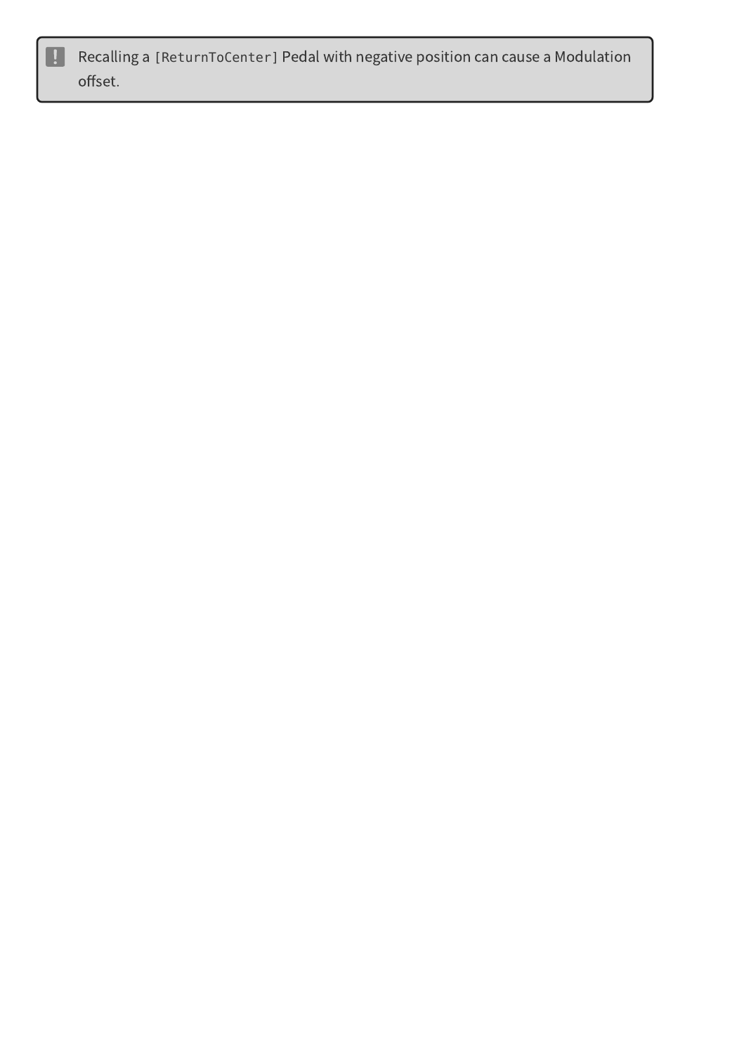> **!** Recalling a `[ReturnToCenter]` Pedal with negative position can cause a Modulation offset.